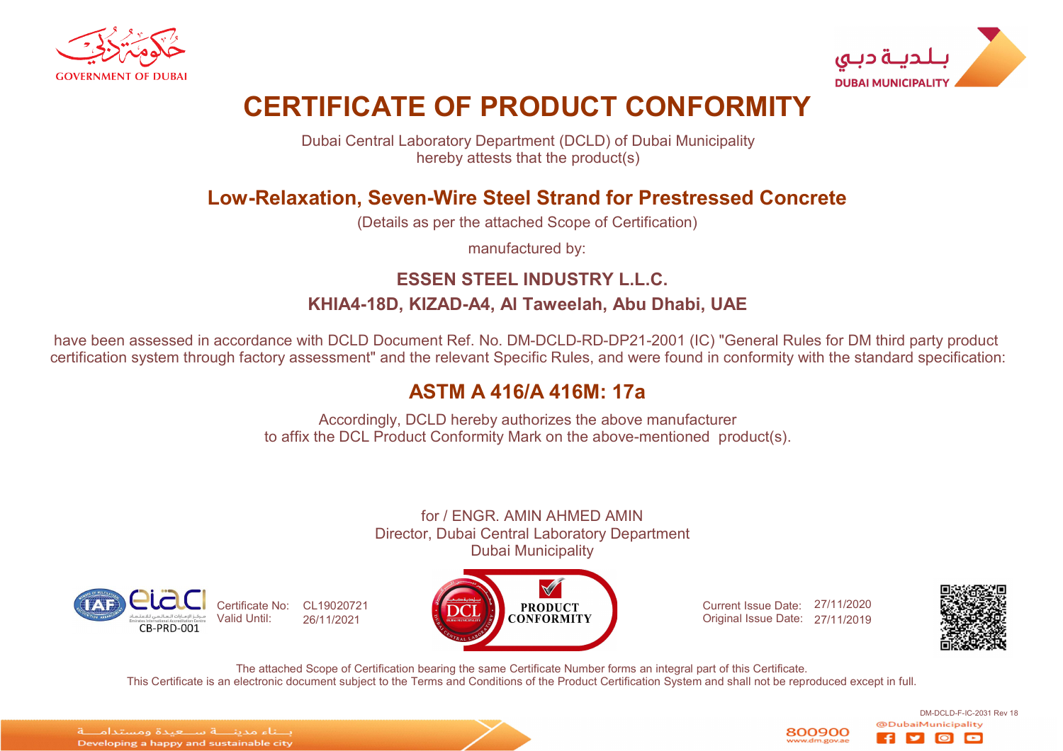GOVERNMENT OF DUBAI

DUBAI MUNICIPALITY

# CERTIFICATE OF PRODUCT CONFORMITY

Dubai Central Laboratory Department (DCLD) of Dubai Municipality
hereby attests that the product(s)

## Low-Relaxation, Seven-Wire Steel Strand for Prestressed Concrete

(Details as per the attached Scope of Certification)

manufactured by:

**ESSEN STEEL INDUSTRY L.L.C.**

**KHIA4-18D, KIZAD-A4, Al Taweelah, Abu Dhabi, UAE**

have been assessed in accordance with DCLD Document Ref. No. DM-DCLD-RD-DP21-2001 (IC) "General Rules for DM third party product certification system through factory assessment" and the relevant Specific Rules, and were found in conformity with the standard specification:

## ASTM A 416/A 416M: 17a

Accordingly, DCLD hereby authorizes the above manufacturer
to affix the DCL Product Conformity Mark on the above-mentioned product(s).

for / ENGR. AMIN AHMED AMIN
Director, Dubai Central Laboratory Department
Dubai Municipality

CB-PRD-001

Certificate No: CL19020721
Valid Until: 26/11/2021

PRODUCT CONFORMITY

Current Issue Date: 27/11/2020
Original Issue Date: 27/11/2019

The attached Scope of Certification bearing the same Certificate Number forms an integral part of this Certificate.
This Certificate is an electronic document subject to the Terms and Conditions of the Product Certification System and shall not be reproduced except in full.

DM-DCLD-F-IC-2031 Rev 18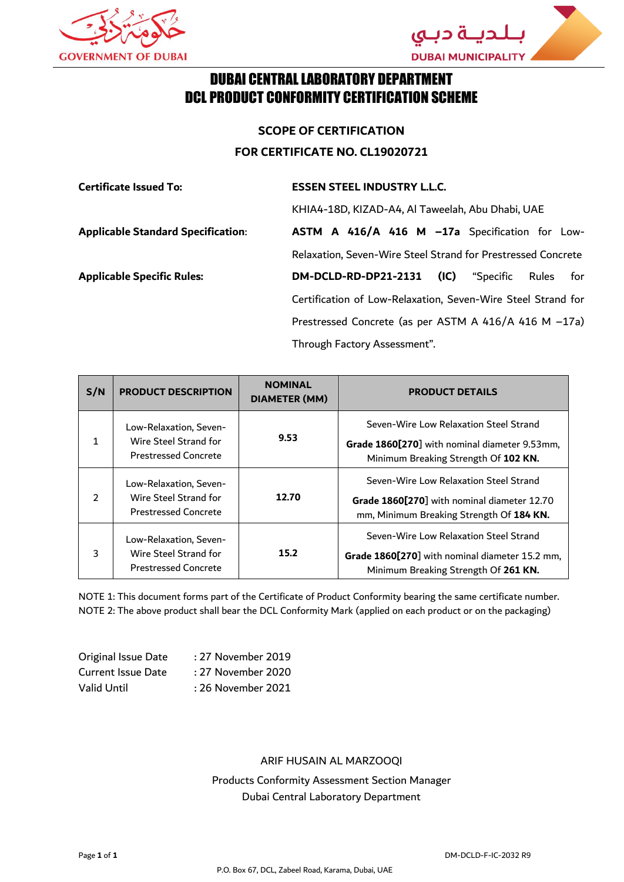GOVERNMENT OF DUBAI

بـلـديــة دبـي
DUBAI MUNICIPALITY

# DUBAI CENTRAL LABORATORY DEPARTMENT
# DCL PRODUCT CONFORMITY CERTIFICATION SCHEME

## SCOPE OF CERTIFICATION
## FOR CERTIFICATE NO. CL19020721

**Certificate Issued To:** **ESSEN STEEL INDUSTRY L.L.C.**
KHIA4-18D, KIZAD-A4, Al Taweelah, Abu Dhabi, UAE

**Applicable Standard Specification:** **ASTM A 416/A 416 M –17a** Specification for Low-Relaxation, Seven-Wire Steel Strand for Prestressed Concrete

**Applicable Specific Rules:** **DM-DCLD-RD-DP21-2131 (IC)** "Specific Rules for Certification of Low-Relaxation, Seven-Wire Steel Strand for Prestressed Concrete (as per ASTM A 416/A 416 M –17a) Through Factory Assessment".

| S/N | PRODUCT DESCRIPTION | NOMINAL DIAMETER (MM) | PRODUCT DETAILS |
|---|---|---|---|
| 1 | Low-Relaxation, Seven-Wire Steel Strand for Prestressed Concrete | **9.53** | Seven-Wire Low Relaxation Steel Strand **Grade 1860[270]** with nominal diameter 9.53mm, Minimum Breaking Strength Of **102 KN.** |
| 2 | Low-Relaxation, Seven-Wire Steel Strand for Prestressed Concrete | **12.70** | Seven-Wire Low Relaxation Steel Strand **Grade 1860[270]** with nominal diameter 12.70 mm, Minimum Breaking Strength Of **184 KN.** |
| 3 | Low-Relaxation, Seven-Wire Steel Strand for Prestressed Concrete | **15.2** | Seven-Wire Low Relaxation Steel Strand **Grade 1860[270]** with nominal diameter 15.2 mm, Minimum Breaking Strength Of **261 KN.** |

NOTE 1: This document forms part of the Certificate of Product Conformity bearing the same certificate number.
NOTE 2: The above product shall bear the DCL Conformity Mark (applied on each product or on the packaging)

Original Issue Date : 27 November 2019
Current Issue Date : 27 November 2020
Valid Until : 26 November 2021

ARIF HUSAIN AL MARZOOQI
Products Conformity Assessment Section Manager
Dubai Central Laboratory Department

DM-DCLD-F-IC-2032 R9

P.O. Box 67, DCL, Zabeel Road, Karama, Dubai, UAE